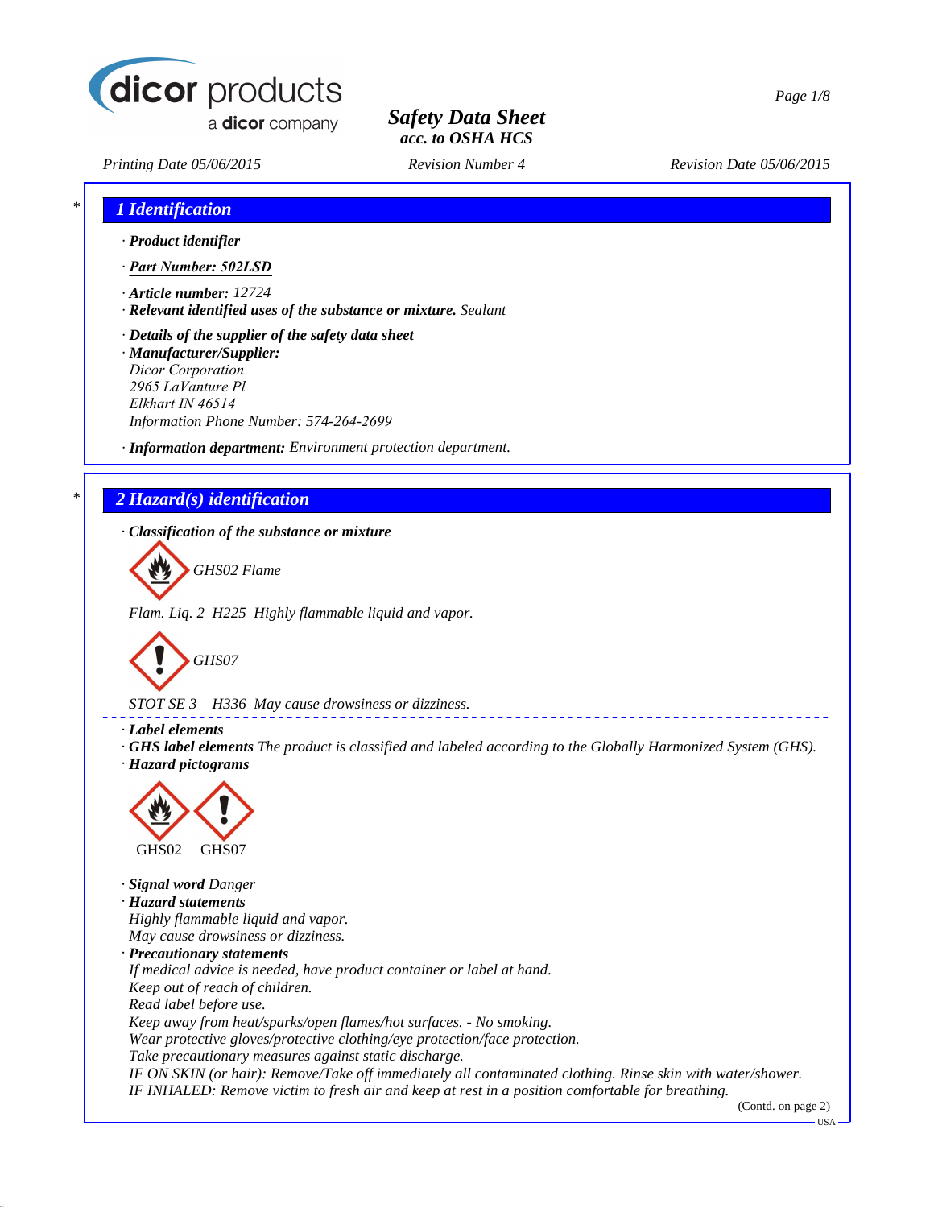# Safety Data Sheet
*acc. to OSHA HCS*

*Printing Date 05/06/2015* *Revision Number 4* *Revision Date 05/06/2015*

## 1 Identification

· **Product identifier**

· **Part Number: 502LSD**

· **Article number:** 12724

· **Relevant identified uses of the substance or mixture.** Sealant

· **Details of the supplier of the safety data sheet**

· **Manufacturer/Supplier:**
Dicor Corporation
2965 LaVanture Pl
Elkhart IN 46514
Information Phone Number: 574-264-2699

· **Information department:** Environment protection department.

## 2 Hazard(s) identification

· **Classification of the substance or mixture**

GHS02 Flame

Flam. Liq. 2 H225 Highly flammable liquid and vapor.

GHS07

STOT SE 3 H336 May cause drowsiness or dizziness.

· **Label elements**

· **GHS label elements** The product is classified and labeled according to the Globally Harmonized System (GHS).

· **Hazard pictograms**

GHS02 GHS07

· **Signal word** Danger

· **Hazard statements**
Highly flammable liquid and vapor.
May cause drowsiness or dizziness.

· **Precautionary statements**
If medical advice is needed, have product container or label at hand.
Keep out of reach of children.
Read label before use.
Keep away from heat/sparks/open flames/hot surfaces. - No smoking.
Wear protective gloves/protective clothing/eye protection/face protection.
Take precautionary measures against static discharge.
IF ON SKIN (or hair): Remove/Take off immediately all contaminated clothing. Rinse skin with water/shower.
IF INHALED: Remove victim to fresh air and keep at rest in a position comfortable for breathing.

(Contd. on page 2)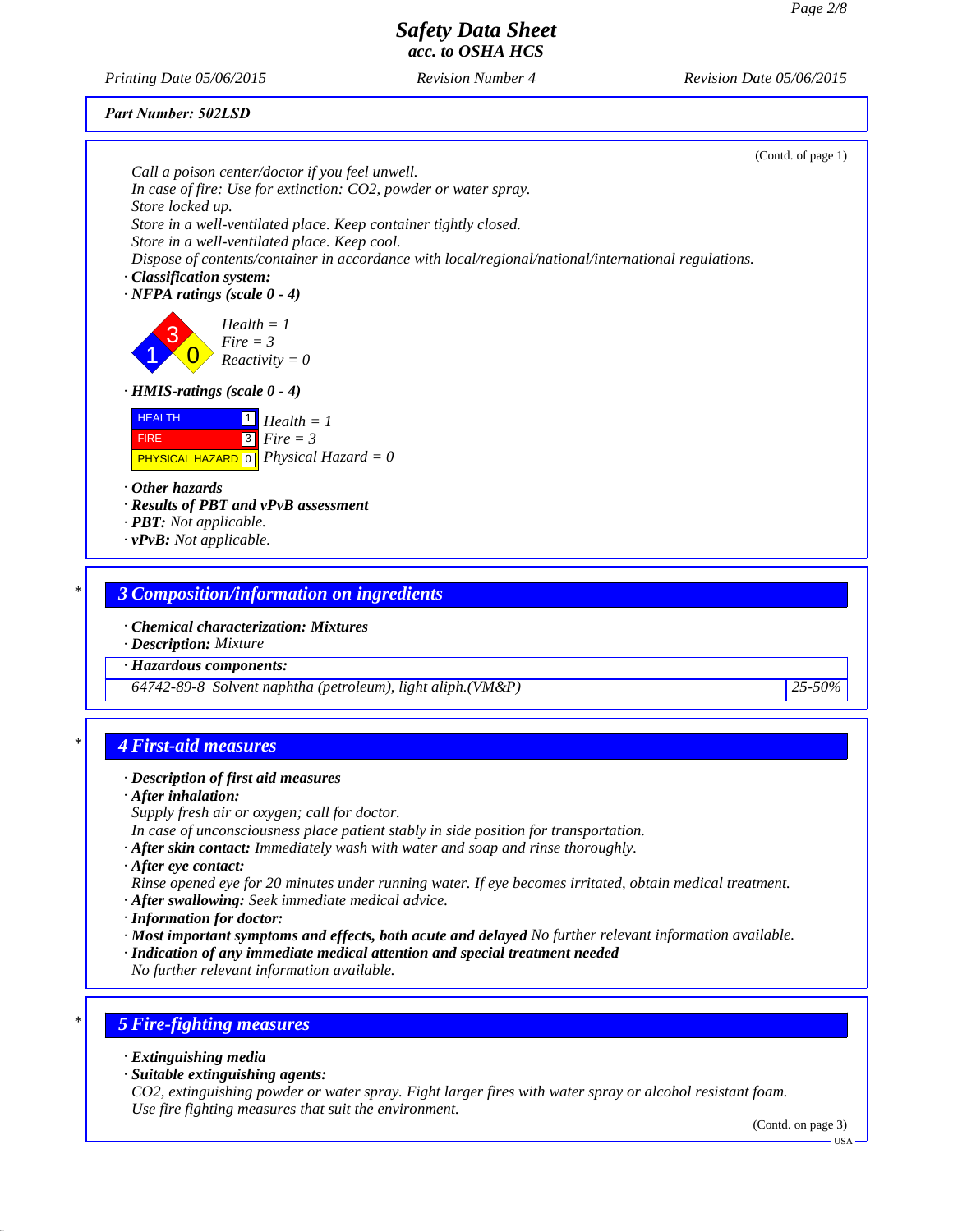*Safety Data Sheet*
*acc. to OSHA HCS*

*Printing Date 05/06/2015* *Revision Number 4* *Revision Date 05/06/2015*

**Part Number: 502LSD**

(Contd. of page 1)

*Call a poison center/doctor if you feel unwell.*
*In case of fire: Use for extinction: $CO_2$, powder or water spray.*
*Store locked up.*
*Store in a well-ventilated place. Keep container tightly closed.*
*Store in a well-ventilated place. Keep cool.*
*Dispose of contents/container in accordance with local/regional/national/international regulations.*

· **Classification system:**
· **NFPA ratings (scale 0 - 4)**

*Health = 1*
*Fire = 3*
*Reactivity = 0*

· **HMIS-ratings (scale 0 - 4)**

| | | |
|---|---|---|
| HEALTH | 1 | *Health = 1* |
| FIRE | 3 | *Fire = 3* |
| PHYSICAL HAZARD | 0 | *Physical Hazard = 0* |

· **Other hazards**
· **Results of PBT and vPvB assessment**
· **PBT:** *Not applicable.*
· **vPvB:** *Not applicable.*

## 3 Composition/information on ingredients

· **Chemical characterization: Mixtures**
· **Description:** *Mixture*

· **Hazardous components:**

| | | |
|---|---|---|
| 64742-89-8 | Solvent naphtha (petroleum), light aliph.(VM&P) | 25-50% |

## 4 First-aid measures

· **Description of first aid measures**
· **After inhalation:**
*Supply fresh air or oxygen; call for doctor.*
*In case of unconsciousness place patient stably in side position for transportation.*
· **After skin contact:** *Immediately wash with water and soap and rinse thoroughly.*
· **After eye contact:**
*Rinse opened eye for 20 minutes under running water. If eye becomes irritated, obtain medical treatment.*
· **After swallowing:** *Seek immediate medical advice.*
· **Information for doctor:**
· **Most important symptoms and effects, both acute and delayed** *No further relevant information available.*
· **Indication of any immediate medical attention and special treatment needed**
*No further relevant information available.*

## 5 Fire-fighting measures

· **Extinguishing media**
· **Suitable extinguishing agents:**
*$CO_2$, extinguishing powder or water spray. Fight larger fires with water spray or alcohol resistant foam.*
*Use fire fighting measures that suit the environment.*

(Contd. on page 3)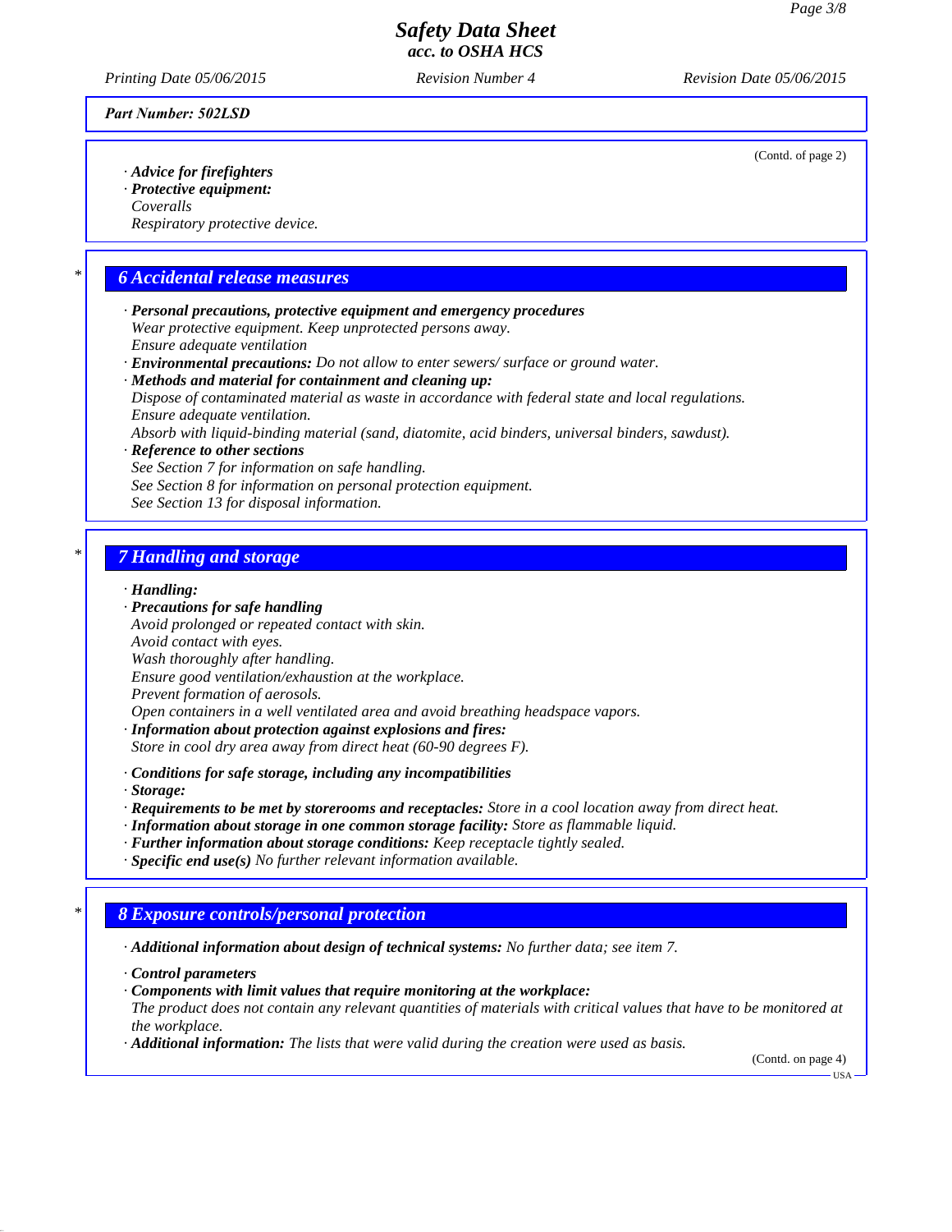(Contd. of page 2)

· **Advice for firefighters**
· **Protective equipment:**
Coveralls
Respiratory protective device.

## 6 Accidental release measures

· **Personal precautions, protective equipment and emergency procedures**
Wear protective equipment. Keep unprotected persons away.
Ensure adequate ventilation
· **Environmental precautions:** Do not allow to enter sewers/ surface or ground water.
· **Methods and material for containment and cleaning up:**
Dispose of contaminated material as waste in accordance with federal state and local regulations.
Ensure adequate ventilation.
Absorb with liquid-binding material (sand, diatomite, acid binders, universal binders, sawdust).
· **Reference to other sections**
See Section 7 for information on safe handling.
See Section 8 for information on personal protection equipment.
See Section 13 for disposal information.

## 7 Handling and storage

· **Handling:**
· **Precautions for safe handling**
Avoid prolonged or repeated contact with skin.
Avoid contact with eyes.
Wash thoroughly after handling.
Ensure good ventilation/exhaustion at the workplace.
Prevent formation of aerosols.
Open containers in a well ventilated area and avoid breathing headspace vapors.
· **Information about protection against explosions and fires:**
Store in cool dry area away from direct heat (60-90 degrees F).

· **Conditions for safe storage, including any incompatibilities**
· **Storage:**
· **Requirements to be met by storerooms and receptacles:** Store in a cool location away from direct heat.
· **Information about storage in one common storage facility:** Store as flammable liquid.
· **Further information about storage conditions:** Keep receptacle tightly sealed.
· **Specific end use(s)** No further relevant information available.

## 8 Exposure controls/personal protection

· **Additional information about design of technical systems:** No further data; see item 7.

· **Control parameters**
· **Components with limit values that require monitoring at the workplace:**
The product does not contain any relevant quantities of materials with critical values that have to be monitored at the workplace.
· **Additional information:** The lists that were valid during the creation were used as basis.

(Contd. on page 4)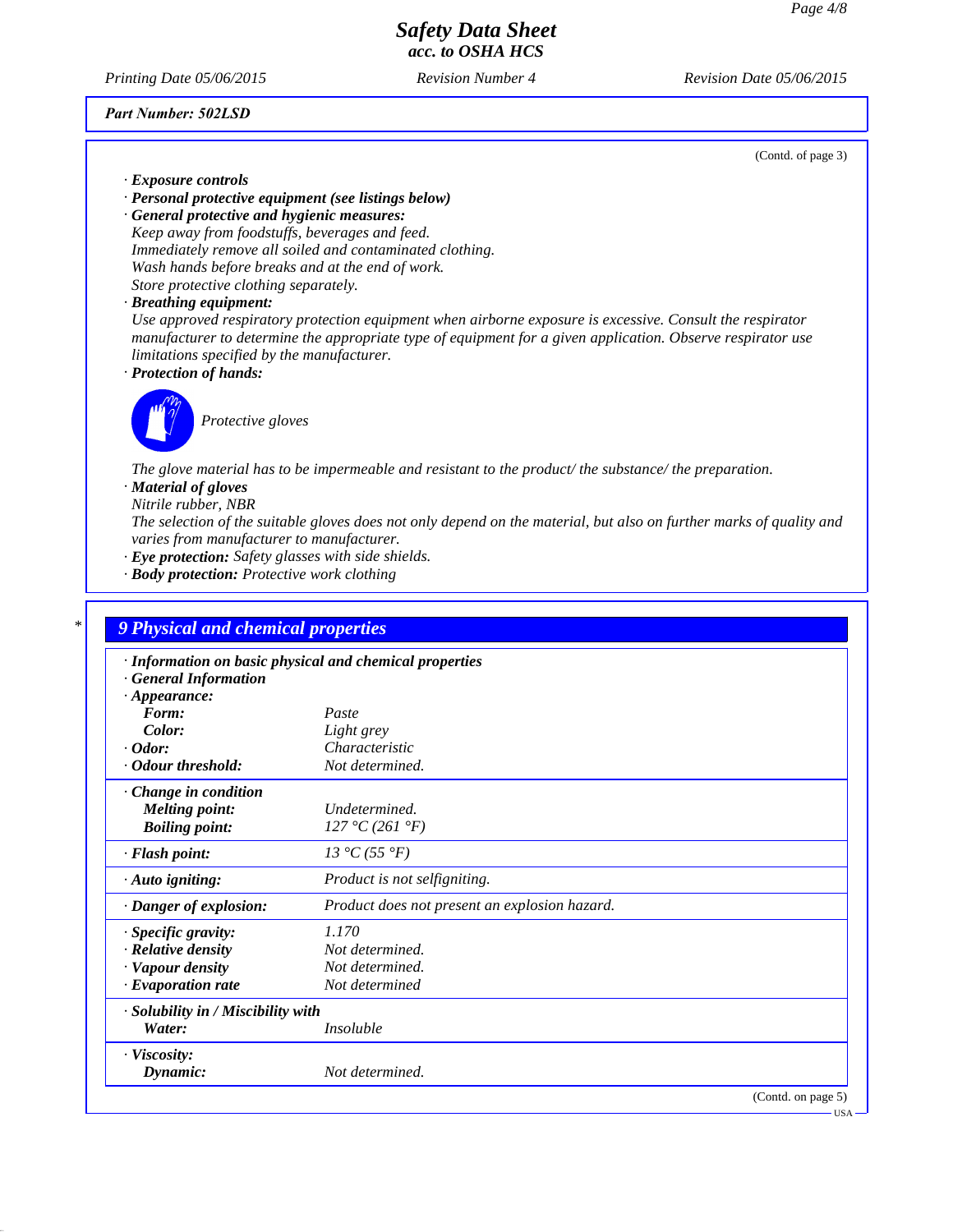**Part Number: 502LSD**

(Contd. of page 3)

· **Exposure controls**
· **Personal protective equipment (see listings below)**
· **General protective and hygienic measures:**
*Keep away from foodstuffs, beverages and feed.*
*Immediately remove all soiled and contaminated clothing.*
*Wash hands before breaks and at the end of work.*
*Store protective clothing separately.*
· **Breathing equipment:**
*Use approved respiratory protection equipment when airborne exposure is excessive. Consult the respirator manufacturer to determine the appropriate type of equipment for a given application. Observe respirator use limitations specified by the manufacturer.*
· **Protection of hands:**

*Protective gloves*

*The glove material has to be impermeable and resistant to the product/ the substance/ the preparation.*
· **Material of gloves**
*Nitrile rubber, NBR*
*The selection of the suitable gloves does not only depend on the material, but also on further marks of quality and varies from manufacturer to manufacturer.*
· **Eye protection:** *Safety glasses with side shields.*
· **Body protection:** *Protective work clothing*

## 9 Physical and chemical properties

| | |
|---|---|
| · **Information on basic physical and chemical properties** | |
| · **General Information** | |
| · **Appearance:** | |
| **Form:** | *Paste* |
| **Color:** | *Light grey* |
| · **Odor:** | *Characteristic* |
| · **Odour threshold:** | *Not determined.* |
| · **Change in condition** | |
| **Melting point:** | *Undetermined.* |
| **Boiling point:** | *127 °C (261 °F)* |
| · **Flash point:** | *13 °C (55 °F)* |
| · **Auto igniting:** | *Product is not selfigniting.* |
| · **Danger of explosion:** | *Product does not present an explosion hazard.* |
| · **Specific gravity:** | *1.170* |
| · **Relative density** | *Not determined.* |
| · **Vapour density** | *Not determined.* |
| · **Evaporation rate** | *Not determined* |
| · **Solubility in / Miscibility with** | |
| **Water:** | *Insoluble* |
| · **Viscosity:** | |
| **Dynamic:** | *Not determined.* |

(Contd. on page 5)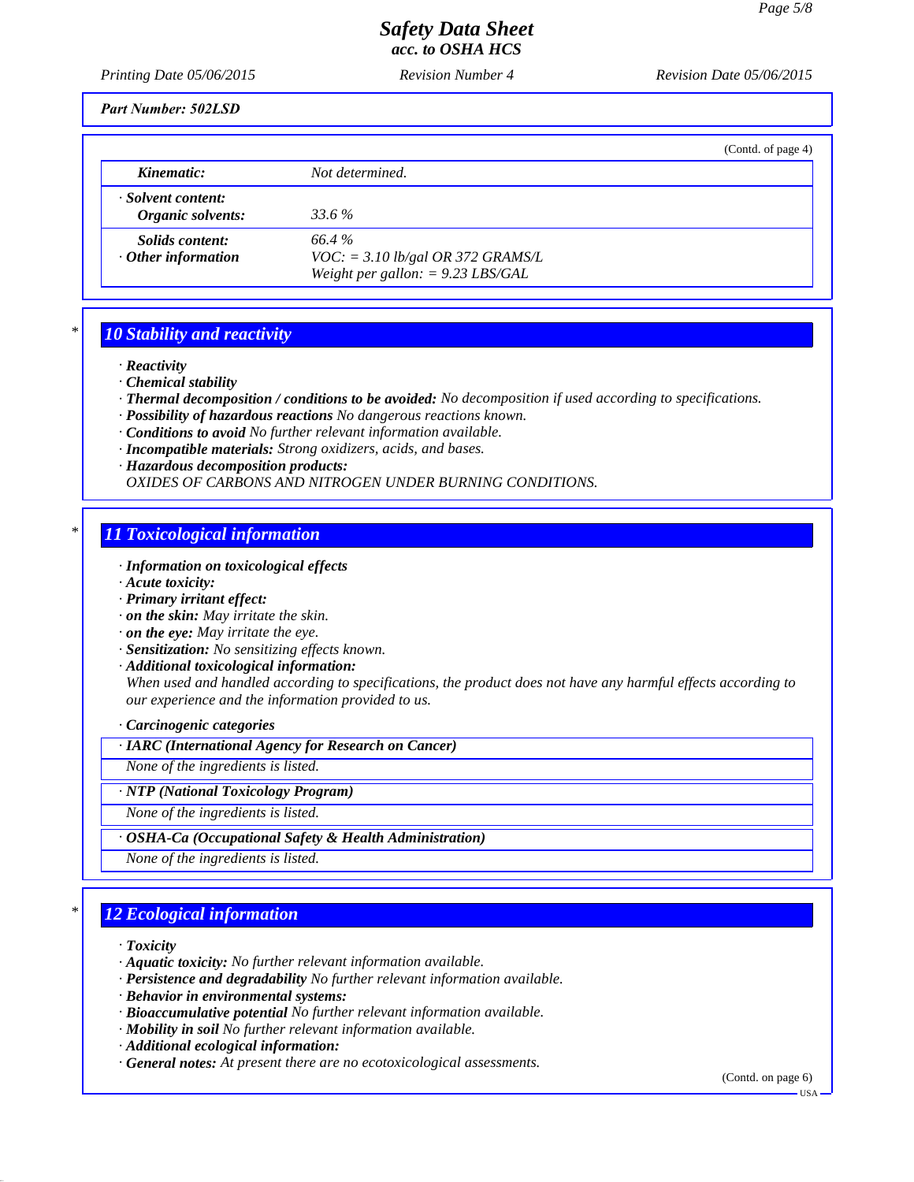**Part Number: 502LSD**

(Contd. of page 4)

| | |
|---|---|
| ***Kinematic:*** | *Not determined.* |
| *· **Solvent content:*** | |
| ***Organic solvents:*** | *33.6 %* |
| ***Solids content:*** | *66.4 %* |
| *· **Other information*** | *VOC: = 3.10 lb/gal OR 372 GRAMS/L* <br> *Weight per gallon: = 9.23 LBS/GAL* |

## 10 Stability and reactivity

· ***Reactivity***
· ***Chemical stability***
· ***Thermal decomposition / conditions to be avoided:*** *No decomposition if used according to specifications.*
· ***Possibility of hazardous reactions*** *No dangerous reactions known.*
· ***Conditions to avoid*** *No further relevant information available.*
· ***Incompatible materials:*** *Strong oxidizers, acids, and bases.*
· ***Hazardous decomposition products:***
*OXIDES OF CARBONS AND NITROGEN UNDER BURNING CONDITIONS.*

## 11 Toxicological information

· ***Information on toxicological effects***
· ***Acute toxicity:***
· ***Primary irritant effect:***
· ***on the skin:*** *May irritate the skin.*
· ***on the eye:*** *May irritate the eye.*
· ***Sensitization:*** *No sensitizing effects known.*
· ***Additional toxicological information:***
*When used and handled according to specifications, the product does not have any harmful effects according to our experience and the information provided to us.*

· ***Carcinogenic categories***

| · ***IARC (International Agency for Research on Cancer)*** |
|---|
| *None of the ingredients is listed.* |

| · ***NTP (National Toxicology Program)*** |
|---|
| *None of the ingredients is listed.* |

| · ***OSHA-Ca (Occupational Safety & Health Administration)*** |
|---|
| *None of the ingredients is listed.* |

## 12 Ecological information

· ***Toxicity***
· ***Aquatic toxicity:*** *No further relevant information available.*
· ***Persistence and degradability*** *No further relevant information available.*
· ***Behavior in environmental systems:***
· ***Bioaccumulative potential*** *No further relevant information available.*
· ***Mobility in soil*** *No further relevant information available.*
· ***Additional ecological information:***
· ***General notes:*** *At present there are no ecotoxicological assessments.*

(Contd. on page 6)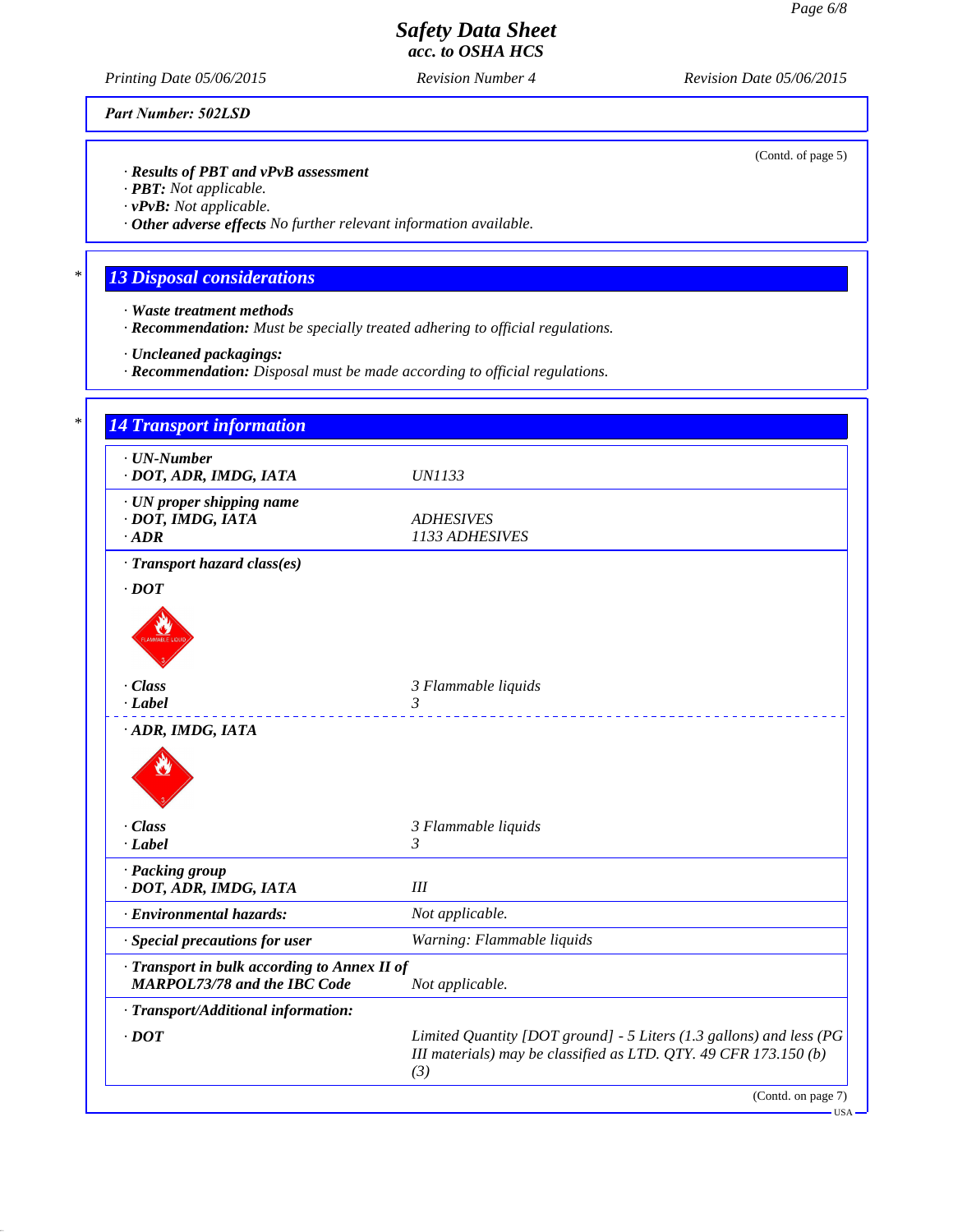**Part Number: 502LSD**

(Contd. of page 5)

· **Results of PBT and vPvB assessment**
· **PBT:** Not applicable.
· **vPvB:** Not applicable.
· **Other adverse effects** No further relevant information available.

## 13 Disposal considerations

· **Waste treatment methods**
· **Recommendation:** Must be specially treated adhering to official regulations.

· **Uncleaned packagings:**
· **Recommendation:** Disposal must be made according to official regulations.

## 14 Transport information

| | |
|---|---|
| · **UN-Number**<br>· **DOT, ADR, IMDG, IATA** | UN1133 |
| · **UN proper shipping name**<br>· **DOT, IMDG, IATA**<br>· **ADR** | <br>ADHESIVES<br>1133 ADHESIVES |
| · **Transport hazard class(es)** | |
| · **DOT** | |
| · **Class**<br>· **Label** | 3 Flammable liquids<br>3 |
| · **ADR, IMDG, IATA** | |
| · **Class**<br>· **Label** | 3 Flammable liquids<br>3 |
| · **Packing group**<br>· **DOT, ADR, IMDG, IATA** | <br>III |
| · **Environmental hazards:** | Not applicable. |
| · **Special precautions for user** | Warning: Flammable liquids |
| · **Transport in bulk according to Annex II of MARPOL73/78 and the IBC Code** | Not applicable. |
| · **Transport/Additional information:** | |
| · **DOT** | Limited Quantity [DOT ground] - 5 Liters (1.3 gallons) and less (PG III materials) may be classified as LTD. QTY. 49 CFR 173.150 (b) (3) |

(Contd. on page 7)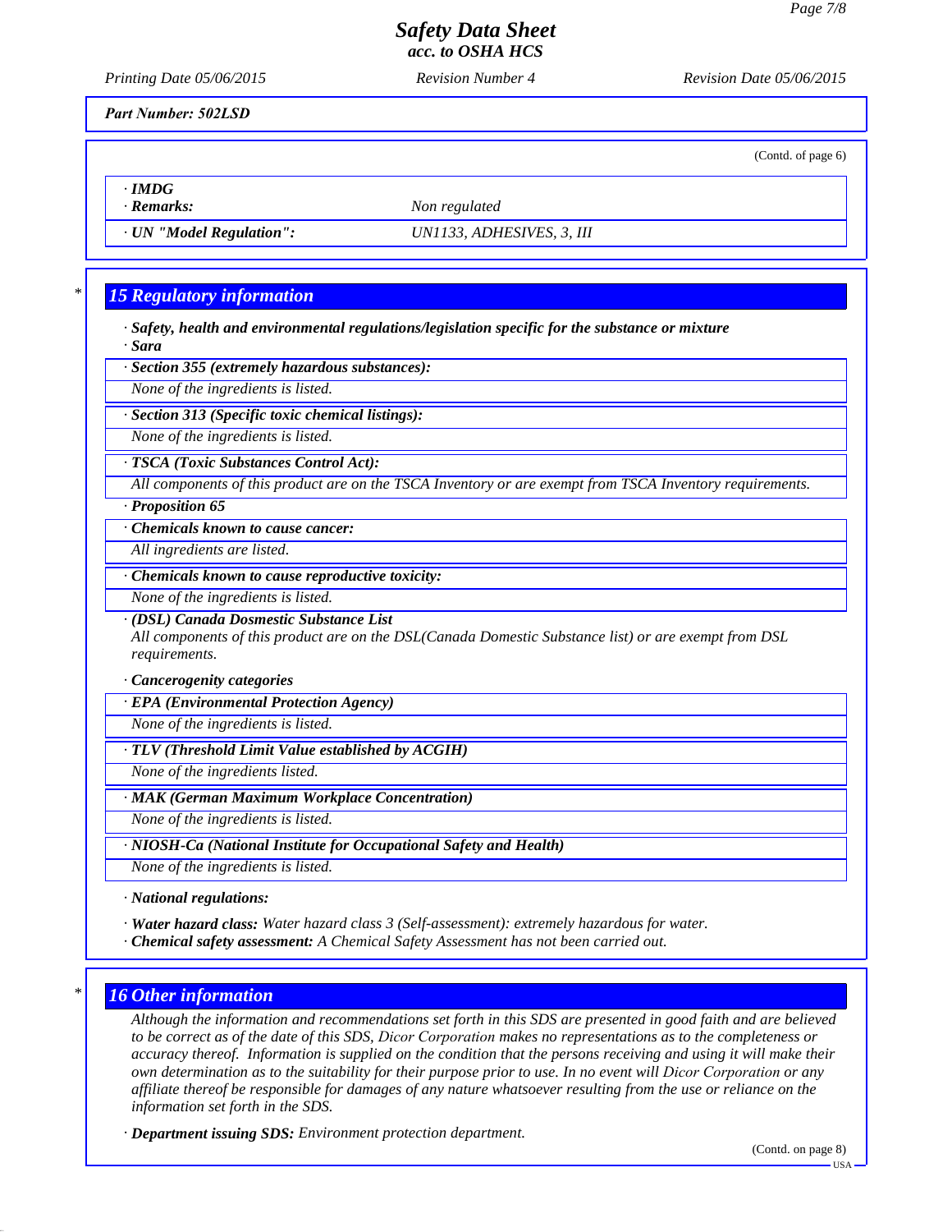Part Number: 502LSD

(Contd. of page 6)

| | |
|---|---|
| · IMDG | |
| · Remarks: | Non regulated |
| · UN "Model Regulation": | UN1133, ADHESIVES, 3, III |

## 15 Regulatory information

· **Safety, health and environmental regulations/legislation specific for the substance or mixture**

· **Sara**

· **Section 355 (extremely hazardous substances):**

None of the ingredients is listed.

· **Section 313 (Specific toxic chemical listings):**

None of the ingredients is listed.

· **TSCA (Toxic Substances Control Act):**

All components of this product are on the TSCA Inventory or are exempt from TSCA Inventory requirements.

· **Proposition 65**

· **Chemicals known to cause cancer:**

All ingredients are listed.

· **Chemicals known to cause reproductive toxicity:**

None of the ingredients is listed.

· **(DSL) Canada Dosmestic Substance List**

All components of this product are on the DSL(Canada Domestic Substance list) or are exempt from DSL requirements.

· **Cancerogenity categories**

· **EPA (Environmental Protection Agency)**

None of the ingredients is listed.

· **TLV (Threshold Limit Value established by ACGIH)**

None of the ingredients listed.

· **MAK (German Maximum Workplace Concentration)**

None of the ingredients is listed.

· **NIOSH-Ca (National Institute for Occupational Safety and Health)**

None of the ingredients is listed.

· **National regulations:**

· **Water hazard class:** Water hazard class 3 (Self-assessment): extremely hazardous for water.

· **Chemical safety assessment:** A Chemical Safety Assessment has not been carried out.

## 16 Other information

Although the information and recommendations set forth in this SDS are presented in good faith and are believed to be correct as of the date of this SDS, Dicor Corporation makes no representations as to the completeness or accuracy thereof. Information is supplied on the condition that the persons receiving and using it will make their own determination as to the suitability for their purpose prior to use. In no event will Dicor Corporation or any affiliate thereof be responsible for damages of any nature whatsoever resulting from the use or reliance on the information set forth in the SDS.

· **Department issuing SDS:** Environment protection department.

(Contd. on page 8)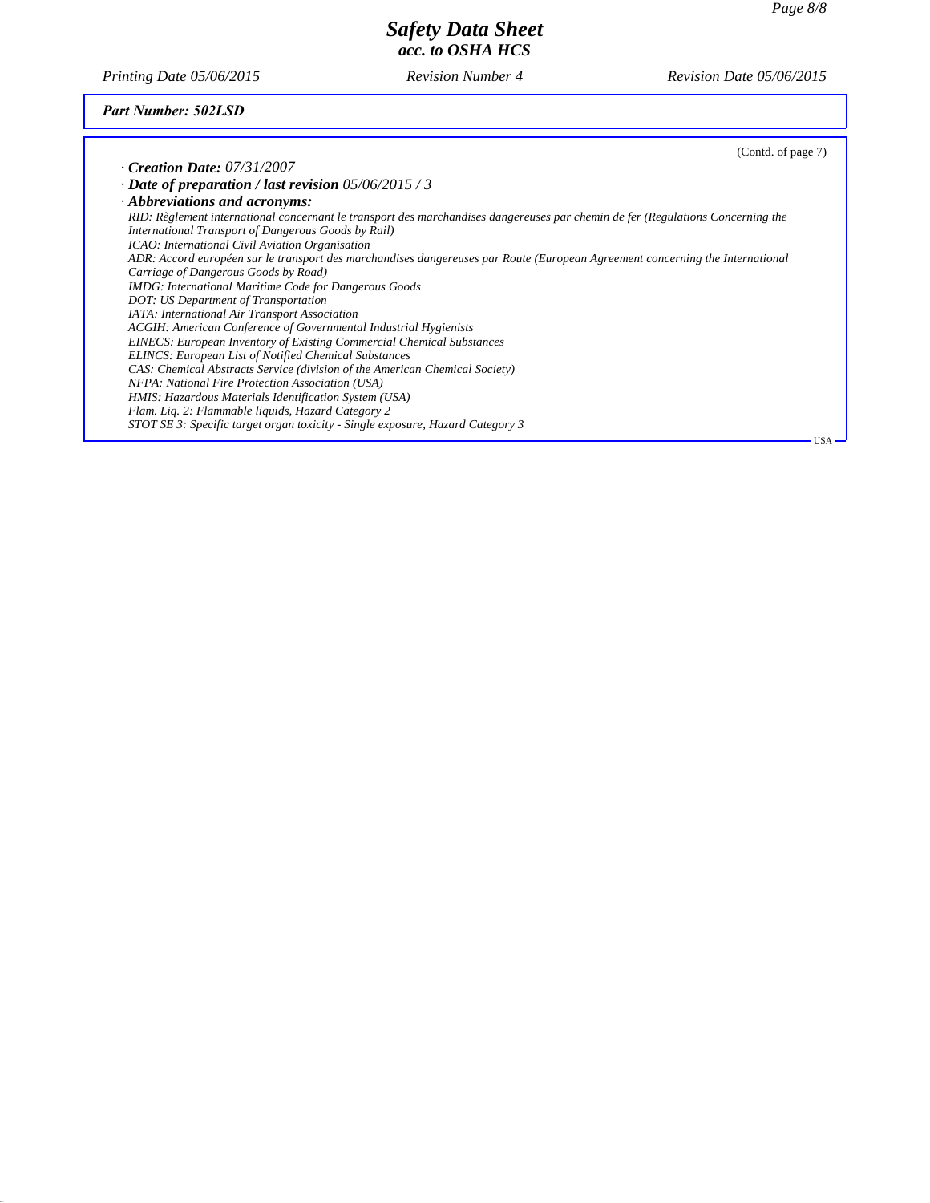**Part Number: 502LSD**

(Contd. of page 7)

· ***Creation Date:*** *07/31/2007*

· ***Date of preparation / last revision*** *05/06/2015 / 3*

· ***Abbreviations and acronyms:***

*RID: Règlement international concernant le transport des marchandises dangereuses par chemin de fer (Regulations Concerning the International Transport of Dangerous Goods by Rail)*
*ICAO: International Civil Aviation Organisation*
*ADR: Accord européen sur le transport des marchandises dangereuses par Route (European Agreement concerning the International Carriage of Dangerous Goods by Road)*
*IMDG: International Maritime Code for Dangerous Goods*
*DOT: US Department of Transportation*
*IATA: International Air Transport Association*
*ACGIH: American Conference of Governmental Industrial Hygienists*
*EINECS: European Inventory of Existing Commercial Chemical Substances*
*ELINCS: European List of Notified Chemical Substances*
*CAS: Chemical Abstracts Service (division of the American Chemical Society)*
*NFPA: National Fire Protection Association (USA)*
*HMIS: Hazardous Materials Identification System (USA)*
*Flam. Liq. 2: Flammable liquids, Hazard Category 2*
*STOT SE 3: Specific target organ toxicity - Single exposure, Hazard Category 3*

USA